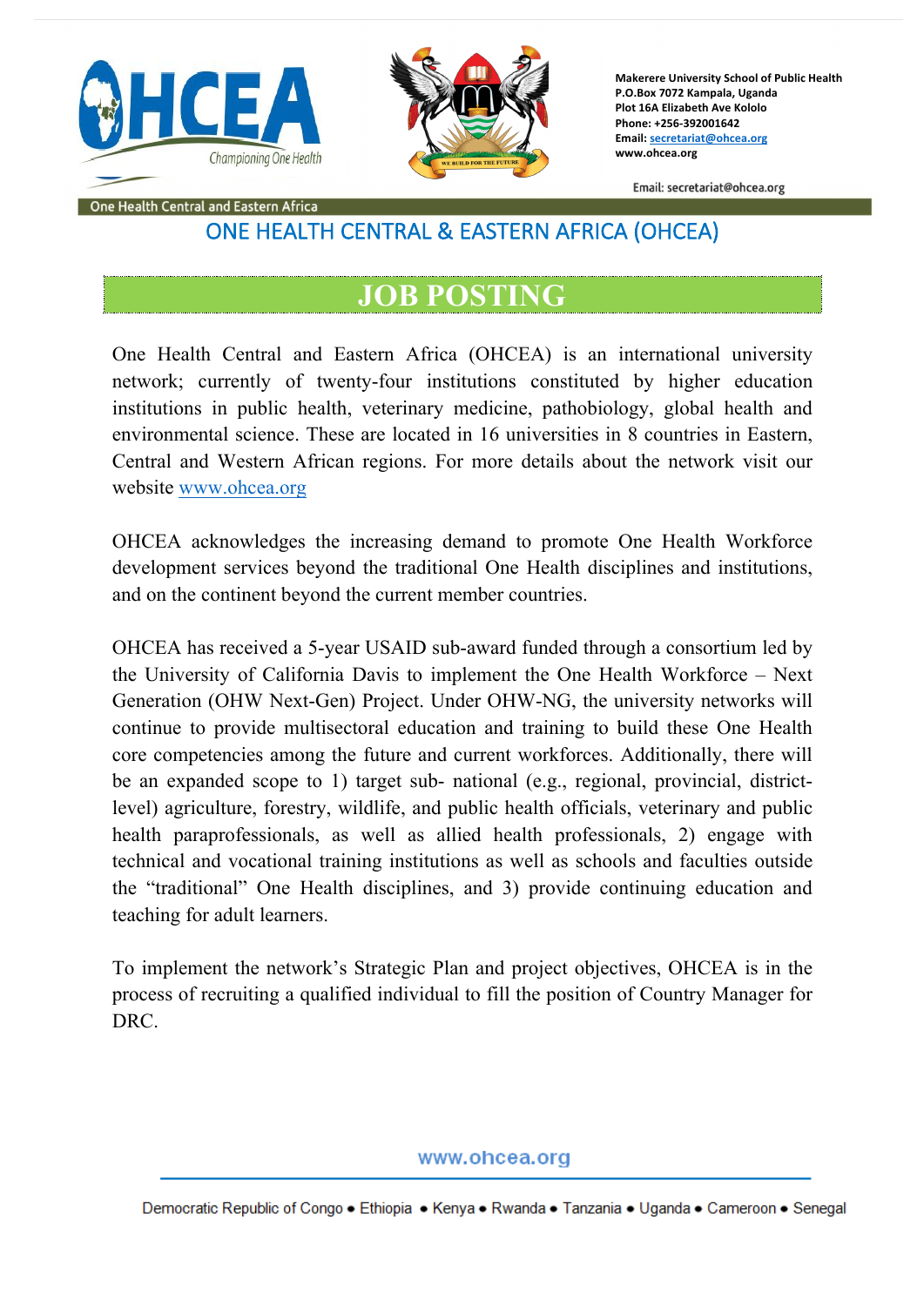Makerere University School of Public Health
P.O.Box 7072 Kampala, Uganda
Plot 16A Elizabeth Ave Kololo
Phone: +256-392001642
Email: secretariat@ohcea.org
www.ohcea.org

Email: secretariat@ohcea.org

One Health Central and Eastern Africa

# ONE HEALTH CENTRAL & EASTERN AFRICA (OHCEA)

## JOB POSTING

One Health Central and Eastern Africa (OHCEA) is an international university network; currently of twenty-four institutions constituted by higher education institutions in public health, veterinary medicine, pathobiology, global health and environmental science. These are located in 16 universities in 8 countries in Eastern, Central and Western African regions. For more details about the network visit our website www.ohcea.org

OHCEA acknowledges the increasing demand to promote One Health Workforce development services beyond the traditional One Health disciplines and institutions, and on the continent beyond the current member countries.

OHCEA has received a 5-year USAID sub-award funded through a consortium led by the University of California Davis to implement the One Health Workforce – Next Generation (OHW Next-Gen) Project. Under OHW-NG, the university networks will continue to provide multisectoral education and training to build these One Health core competencies among the future and current workforces. Additionally, there will be an expanded scope to 1) target sub- national (e.g., regional, provincial, district-level) agriculture, forestry, wildlife, and public health officials, veterinary and public health paraprofessionals, as well as allied health professionals, 2) engage with technical and vocational training institutions as well as schools and faculties outside the "traditional" One Health disciplines, and 3) provide continuing education and teaching for adult learners.

To implement the network's Strategic Plan and project objectives, OHCEA is in the process of recruiting a qualified individual to fill the position of Country Manager for DRC.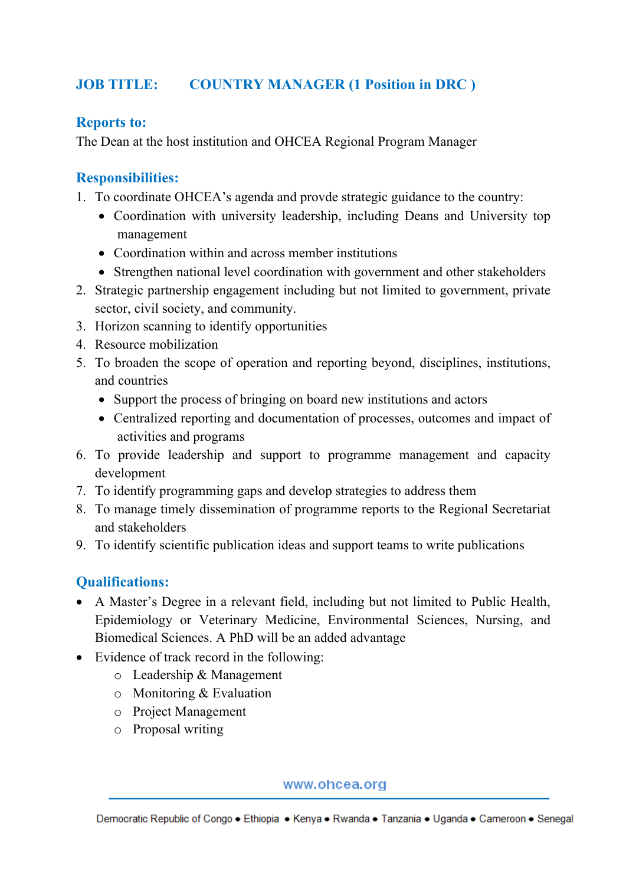## JOB TITLE: COUNTRY MANAGER (1 Position in DRC )

### Reports to:

The Dean at the host institution and OHCEA Regional Program Manager

### Responsibilities:

1. To coordinate OHCEA's agenda and provde strategic guidance to the country:
   - Coordination with university leadership, including Deans and University top management
   - Coordination within and across member institutions
   - Strengthen national level coordination with government and other stakeholders
2. Strategic partnership engagement including but not limited to government, private sector, civil society, and community.
3. Horizon scanning to identify opportunities
4. Resource mobilization
5. To broaden the scope of operation and reporting beyond, disciplines, institutions, and countries
   - Support the process of bringing on board new institutions and actors
   - Centralized reporting and documentation of processes, outcomes and impact of activities and programs
6. To provide leadership and support to programme management and capacity development
7. To identify programming gaps and develop strategies to address them
8. To manage timely dissemination of programme reports to the Regional Secretariat and stakeholders
9. To identify scientific publication ideas and support teams to write publications

### Qualifications:

- A Master's Degree in a relevant field, including but not limited to Public Health, Epidemiology or Veterinary Medicine, Environmental Sciences, Nursing, and Biomedical Sciences. A PhD will be an added advantage
- Evidence of track record in the following:
  - Leadership & Management
  - Monitoring & Evaluation
  - Project Management
  - Proposal writing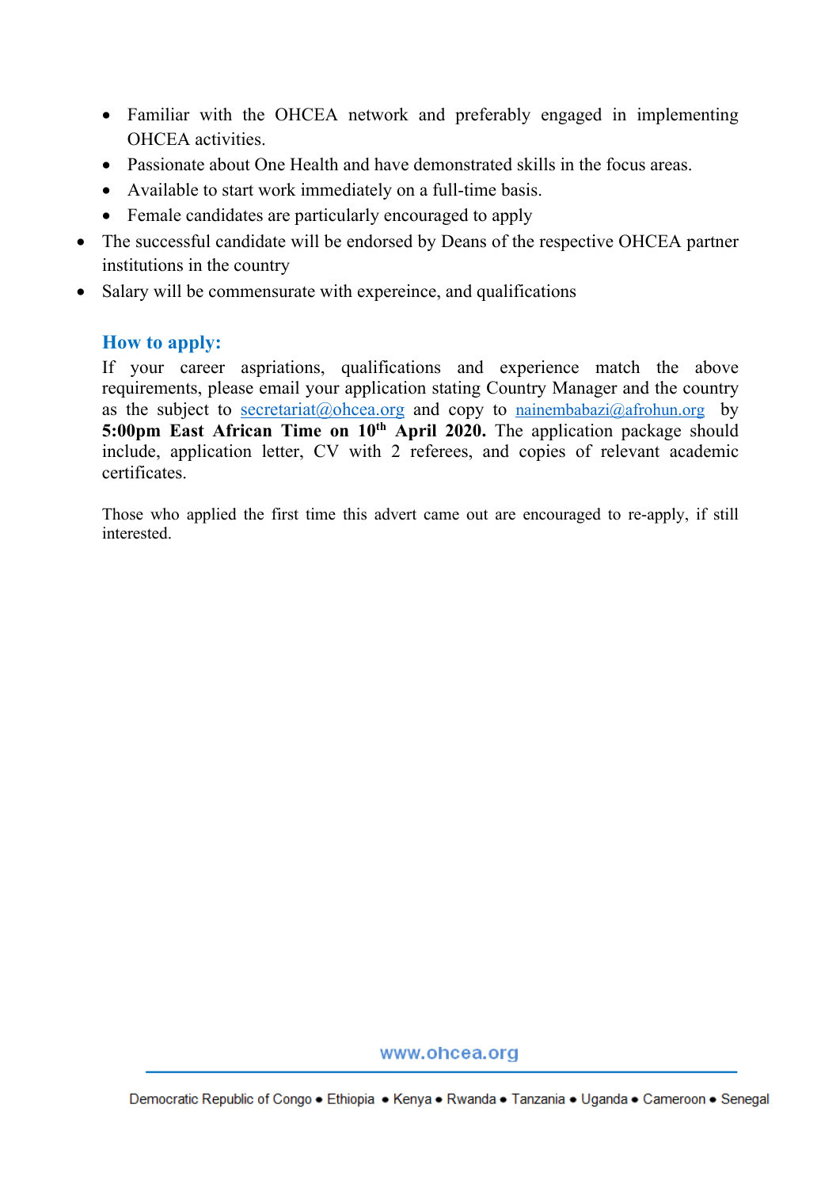- Familiar with the OHCEA network and preferably engaged in implementing OHCEA activities.
  - Passionate about One Health and have demonstrated skills in the focus areas.
  - Available to start work immediately on a full-time basis.
  - Female candidates are particularly encouraged to apply
- The successful candidate will be endorsed by Deans of the respective OHCEA partner institutions in the country
- Salary will be commensurate with expereince, and qualifications

## How to apply:

If your career aspriations, qualifications and experience match the above requirements, please email your application stating Country Manager and the country as the subject to secretariat@ohcea.org and copy to nainembabazi@afrohun.org by **5:00pm East African Time on 10th April 2020.** The application package should include, application letter, CV with 2 referees, and copies of relevant academic certificates.

Those who applied the first time this advert came out are encouraged to re-apply, if still interested.